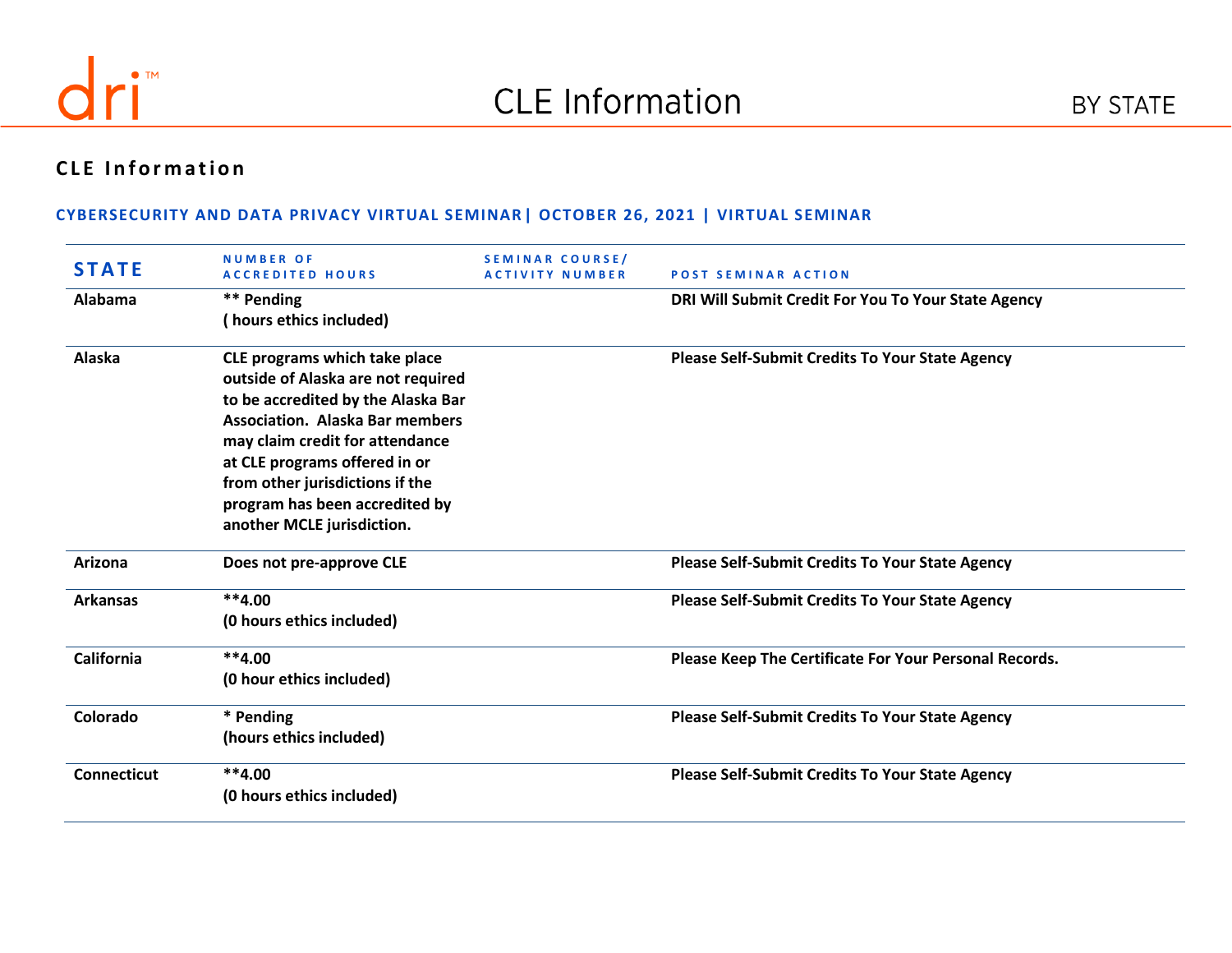# CLE Information

BY STATE

## CLE Information

### CYBERSECURITY AND DATA PRIVACY VIRTUAL SEMINAR| OCTOBER 26, 2021 | VIRTUAL SEMINAR

| STATE | NUMBER OF ACCREDITED HOURS | SEMINAR COURSE/ ACTIVITY NUMBER | POST SEMINAR ACTION |
|---|---|---|---|
| **Alabama** | **** Pending<br>( hours ethics included)** | | **DRI Will Submit Credit For You To Your State Agency** |
| **Alaska** | **CLE programs which take place outside of Alaska are not required to be accredited by the Alaska Bar Association. Alaska Bar members may claim credit for attendance at CLE programs offered in or from other jurisdictions if the program has been accredited by another MCLE jurisdiction.** | | **Please Self-Submit Credits To Your State Agency** |
| **Arizona** | **Does not pre-approve CLE** | | **Please Self-Submit Credits To Your State Agency** |
| **Arkansas** | ****4.00<br>(0 hours ethics included)** | | **Please Self-Submit Credits To Your State Agency** |
| **California** | ****4.00<br>(0 hour ethics included)** | | **Please Keep The Certificate For Your Personal Records.** |
| **Colorado** | *** Pending<br>(hours ethics included)** | | **Please Self-Submit Credits To Your State Agency** |
| **Connecticut** | ****4.00<br>(0 hours ethics included)** | | **Please Self-Submit Credits To Your State Agency** |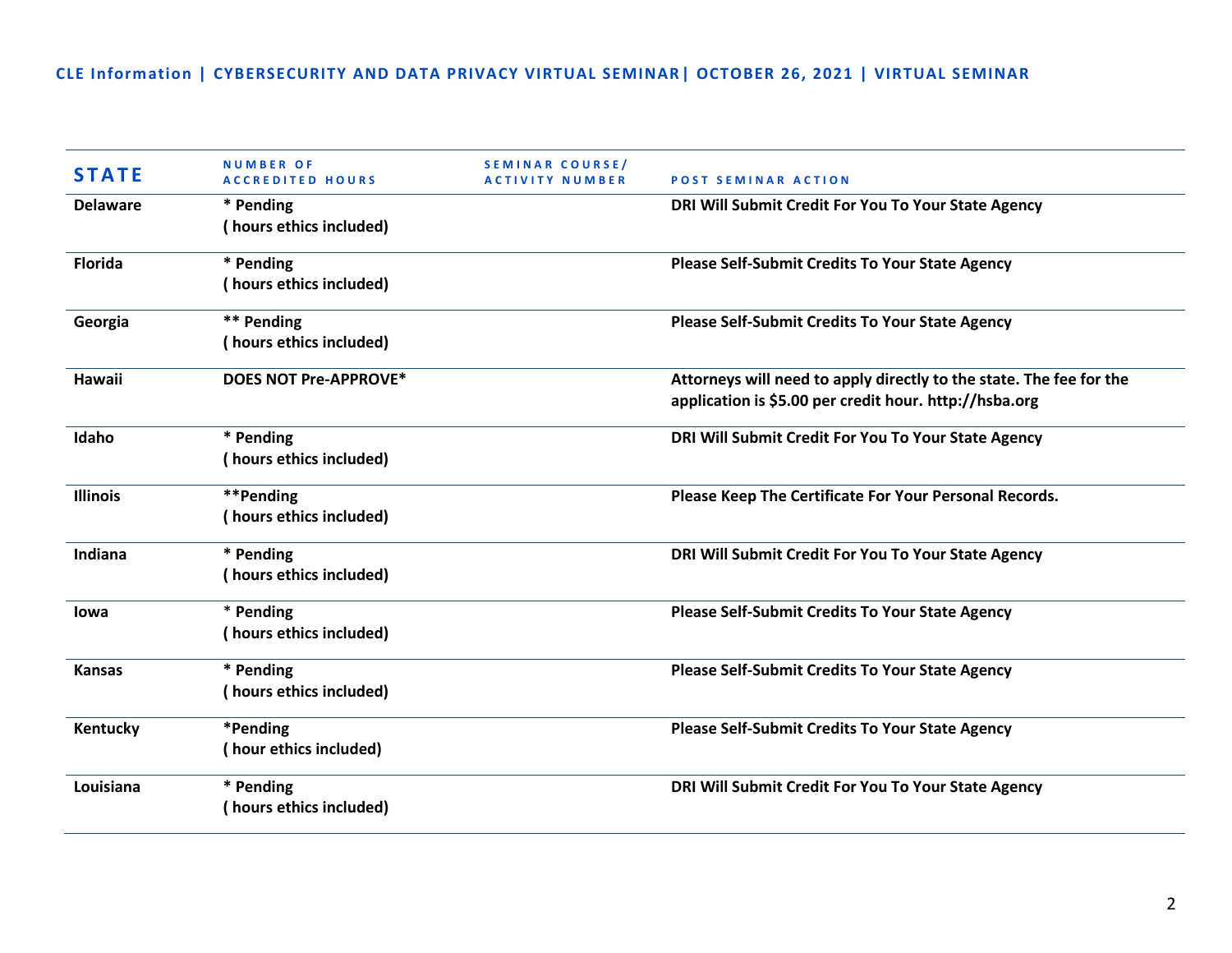CLE Information | CYBERSECURITY AND DATA PRIVACY VIRTUAL SEMINAR| OCTOBER 26, 2021 | VIRTUAL SEMINAR

| STATE | NUMBER OF ACCREDITED HOURS | SEMINAR COURSE/ ACTIVITY NUMBER | POST SEMINAR ACTION |
|---|---|---|---|
| **Delaware** | **\* Pending ( hours ethics included)** | | **DRI Will Submit Credit For You To Your State Agency** |
| **Florida** | **\* Pending ( hours ethics included)** | | **Please Self-Submit Credits To Your State Agency** |
| **Georgia** | **\*\* Pending ( hours ethics included)** | | **Please Self-Submit Credits To Your State Agency** |
| **Hawaii** | **DOES NOT Pre-APPROVE\*** | | **Attorneys will need to apply directly to the state. The fee for the application is $5.00 per credit hour. http://hsba.org** |
| **Idaho** | **\* Pending ( hours ethics included)** | | **DRI Will Submit Credit For You To Your State Agency** |
| **Illinois** | **\*\*Pending ( hours ethics included)** | | **Please Keep The Certificate For Your Personal Records.** |
| **Indiana** | **\* Pending ( hours ethics included)** | | **DRI Will Submit Credit For You To Your State Agency** |
| **Iowa** | **\* Pending ( hours ethics included)** | | **Please Self-Submit Credits To Your State Agency** |
| **Kansas** | **\* Pending ( hours ethics included)** | | **Please Self-Submit Credits To Your State Agency** |
| **Kentucky** | **\*Pending ( hour ethics included)** | | **Please Self-Submit Credits To Your State Agency** |
| **Louisiana** | **\* Pending ( hours ethics included)** | | **DRI Will Submit Credit For You To Your State Agency** |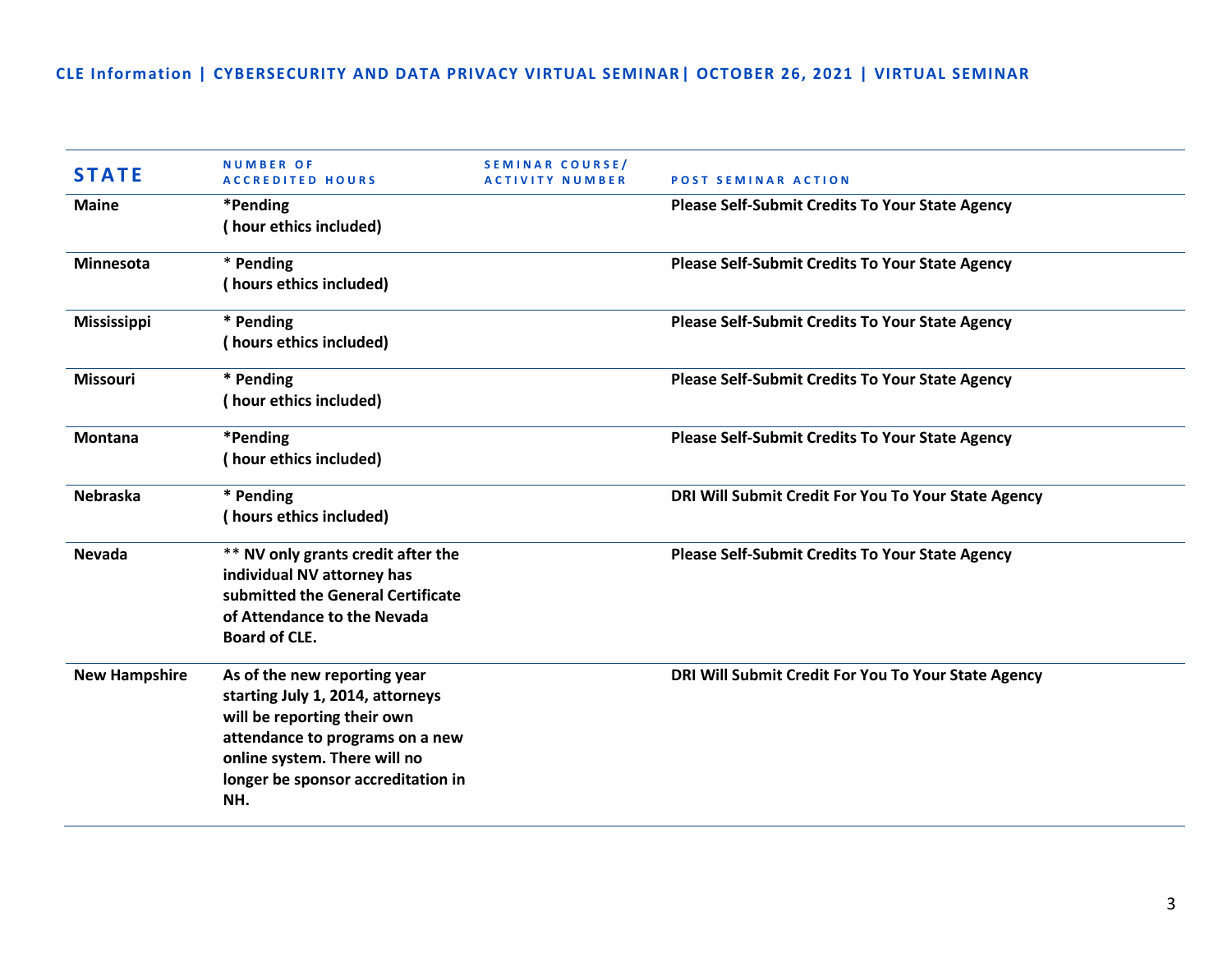CLE Information | CYBERSECURITY AND DATA PRIVACY VIRTUAL SEMINAR| OCTOBER 26, 2021 | VIRTUAL SEMINAR

| STATE | NUMBER OF ACCREDITED HOURS | SEMINAR COURSE/ ACTIVITY NUMBER | POST SEMINAR ACTION |
|---|---|---|---|
| **Maine** | **\*Pending ( hour ethics included)** | | **Please Self-Submit Credits To Your State Agency** |
| **Minnesota** | **\* Pending ( hours ethics included)** | | **Please Self-Submit Credits To Your State Agency** |
| **Mississippi** | **\* Pending ( hours ethics included)** | | **Please Self-Submit Credits To Your State Agency** |
| **Missouri** | **\* Pending ( hour ethics included)** | | **Please Self-Submit Credits To Your State Agency** |
| **Montana** | **\*Pending ( hour ethics included)** | | **Please Self-Submit Credits To Your State Agency** |
| **Nebraska** | **\* Pending ( hours ethics included)** | | **DRI Will Submit Credit For You To Your State Agency** |
| **Nevada** | **\*\* NV only grants credit after the individual NV attorney has submitted the General Certificate of Attendance to the Nevada Board of CLE.** | | **Please Self-Submit Credits To Your State Agency** |
| **New Hampshire** | **As of the new reporting year starting July 1, 2014, attorneys will be reporting their own attendance to programs on a new online system. There will no longer be sponsor accreditation in NH.** | | **DRI Will Submit Credit For You To Your State Agency** |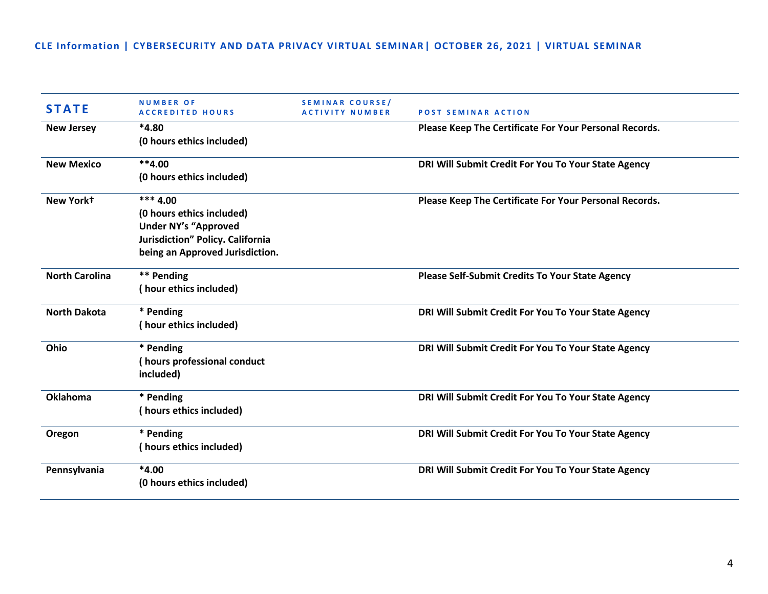CLE Information | CYBERSECURITY AND DATA PRIVACY VIRTUAL SEMINAR| OCTOBER 26, 2021 | VIRTUAL SEMINAR

| STATE | NUMBER OF ACCREDITED HOURS | SEMINAR COURSE/ ACTIVITY NUMBER | POST SEMINAR ACTION |
|---|---|---|---|
| **New Jersey** | ***4.80**<br>**(0 hours ethics included)** | | **Please Keep The Certificate For Your Personal Records.** |
| **New Mexico** | ****4.00**<br>**(0 hours ethics included)** | | **DRI Will Submit Credit For You To Your State Agency** |
| **New York†** | ***** 4.00**<br>**(0 hours ethics included)**<br>**Under NY's "Approved Jurisdiction" Policy. California being an Approved Jurisdiction.** | | **Please Keep The Certificate For Your Personal Records.** |
| **North Carolina** | ****** Pending**<br>**( hour ethics included)** | | **Please Self-Submit Credits To Your State Agency** |
| **North Dakota** | ***** Pending**<br>**( hour ethics included)** | | **DRI Will Submit Credit For You To Your State Agency** |
| **Ohio** | ***** Pending**<br>**( hours professional conduct included)** | | **DRI Will Submit Credit For You To Your State Agency** |
| **Oklahoma** | ***** Pending**<br>**( hours ethics included)** | | **DRI Will Submit Credit For You To Your State Agency** |
| **Oregon** | ***** Pending**<br>**( hours ethics included)** | | **DRI Will Submit Credit For You To Your State Agency** |
| **Pennsylvania** | ***4.00**<br>**(0 hours ethics included)** | | **DRI Will Submit Credit For You To Your State Agency** |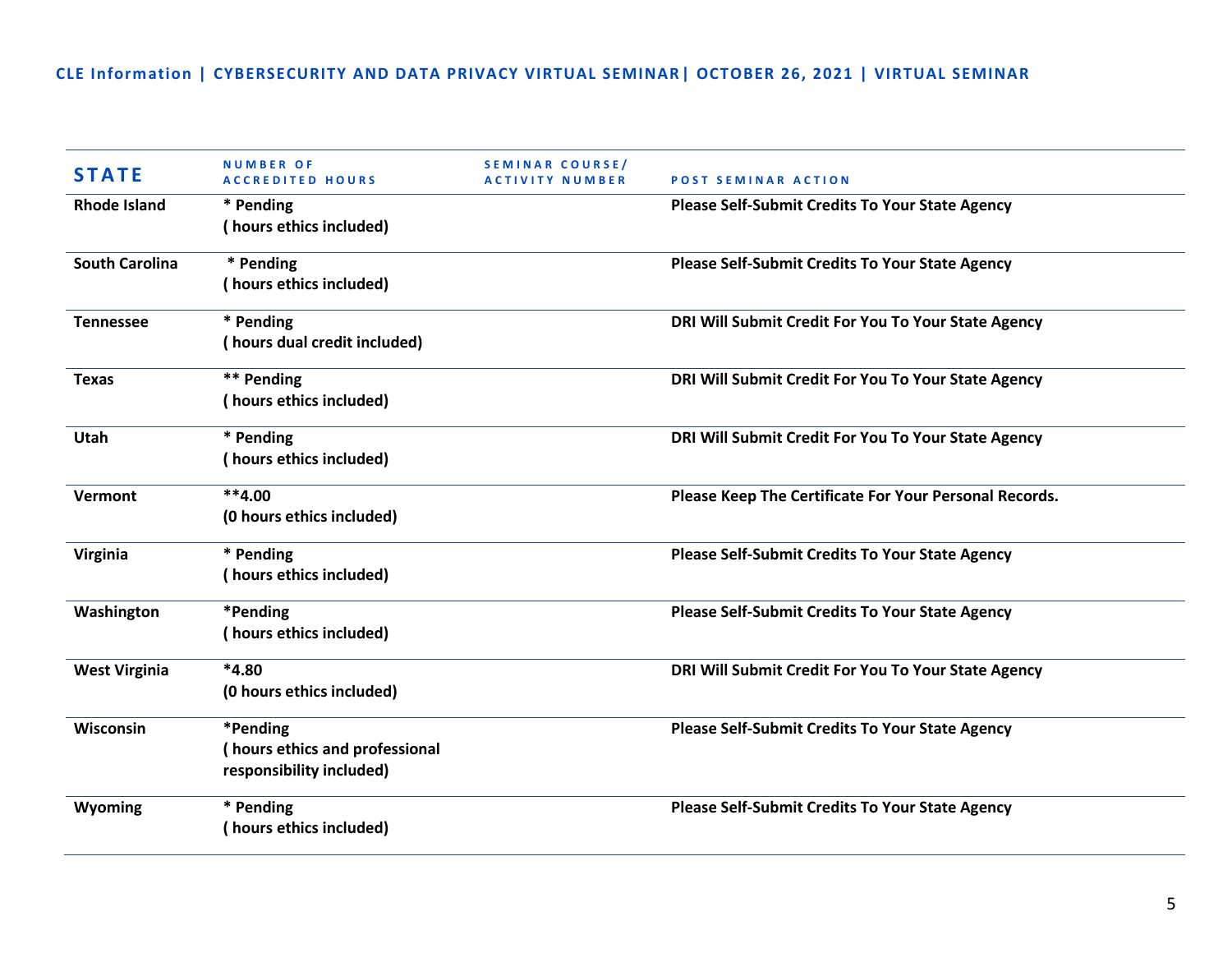**CLE Information | CYBERSECURITY AND DATA PRIVACY VIRTUAL SEMINAR| OCTOBER 26, 2021 | VIRTUAL SEMINAR**

| STATE | NUMBER OF ACCREDITED HOURS | SEMINAR COURSE/ ACTIVITY NUMBER | POST SEMINAR ACTION |
|---|---|---|---|
| **Rhode Island** | **\* Pending ( hours ethics included)** | | **Please Self-Submit Credits To Your State Agency** |
| **South Carolina** | **\* Pending ( hours ethics included)** | | **Please Self-Submit Credits To Your State Agency** |
| **Tennessee** | **\* Pending ( hours dual credit included)** | | **DRI Will Submit Credit For You To Your State Agency** |
| **Texas** | **\*\* Pending ( hours ethics included)** | | **DRI Will Submit Credit For You To Your State Agency** |
| **Utah** | **\* Pending ( hours ethics included)** | | **DRI Will Submit Credit For You To Your State Agency** |
| **Vermont** | **\*\*4.00 (0 hours ethics included)** | | **Please Keep The Certificate For Your Personal Records.** |
| **Virginia** | **\* Pending ( hours ethics included)** | | **Please Self-Submit Credits To Your State Agency** |
| **Washington** | **\*Pending ( hours ethics included)** | | **Please Self-Submit Credits To Your State Agency** |
| **West Virginia** | **\*4.80 (0 hours ethics included)** | | **DRI Will Submit Credit For You To Your State Agency** |
| **Wisconsin** | **\*Pending ( hours ethics and professional responsibility included)** | | **Please Self-Submit Credits To Your State Agency** |
| **Wyoming** | **\* Pending ( hours ethics included)** | | **Please Self-Submit Credits To Your State Agency** |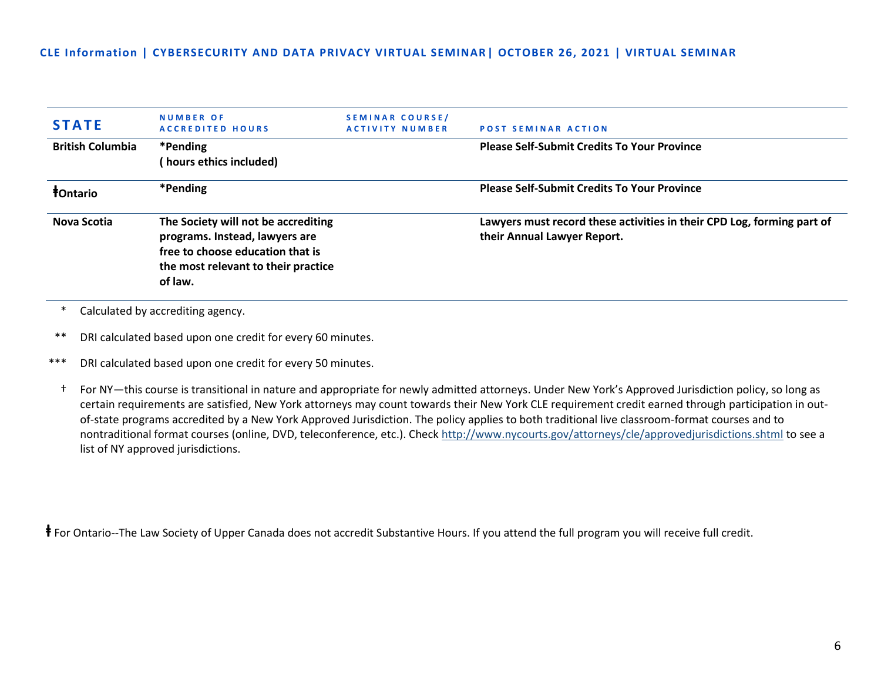**CLE Information | CYBERSECURITY AND DATA PRIVACY VIRTUAL SEMINAR| OCTOBER 26, 2021 | VIRTUAL SEMINAR**

| STATE | NUMBER OF ACCREDITED HOURS | SEMINAR COURSE/ ACTIVITY NUMBER | POST SEMINAR ACTION |
|---|---|---|---|
| **British Columbia** | ***Pending** **( hours ethics included)** | | **Please Self-Submit Credits To Your Province** |
| **ǂOntario** | ***Pending** | | **Please Self-Submit Credits To Your Province** |
| **Nova Scotia** | **The Society will not be accrediting programs. Instead, lawyers are free to choose education that is the most relevant to their practice of law.** | | **Lawyers must record these activities in their CPD Log, forming part of their Annual Lawyer Report.** |

\* Calculated by accrediting agency.

\*\* DRI calculated based upon one credit for every 60 minutes.

\*\*\* DRI calculated based upon one credit for every 50 minutes.

† For NY—this course is transitional in nature and appropriate for newly admitted attorneys. Under New York's Approved Jurisdiction policy, so long as certain requirements are satisfied, New York attorneys may count towards their New York CLE requirement credit earned through participation in out-of-state programs accredited by a New York Approved Jurisdiction. The policy applies to both traditional live classroom-format courses and to nontraditional format courses (online, DVD, teleconference, etc.). Check http://www.nycourts.gov/attorneys/cle/approvedjurisdictions.shtml to see a list of NY approved jurisdictions.

ǂ For Ontario--The Law Society of Upper Canada does not accredit Substantive Hours. If you attend the full program you will receive full credit.